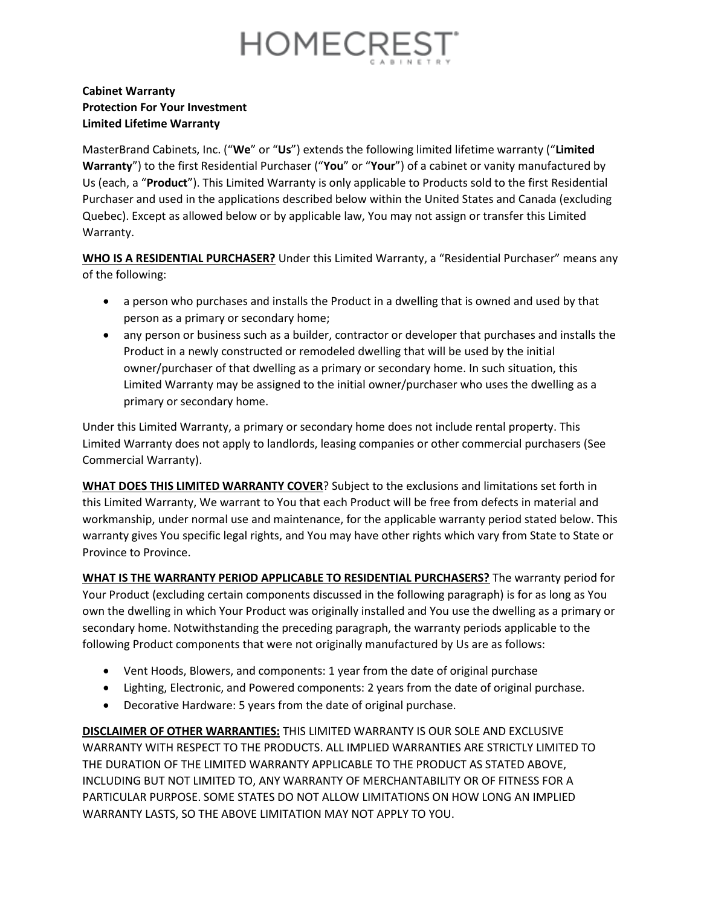# HOMECREST

CABINETRY

**Cabinet Warranty**
**Protection For Your Investment**
**Limited Lifetime Warranty**

MasterBrand Cabinets, Inc. ("**We**" or "**Us**") extends the following limited lifetime warranty ("**Limited Warranty**") to the first Residential Purchaser ("**You**" or "**Your**") of a cabinet or vanity manufactured by Us (each, a "**Product**"). This Limited Warranty is only applicable to Products sold to the first Residential Purchaser and used in the applications described below within the United States and Canada (excluding Quebec). Except as allowed below or by applicable law, You may not assign or transfer this Limited Warranty.

**WHO IS A RESIDENTIAL PURCHASER?** Under this Limited Warranty, a "Residential Purchaser" means any of the following:

- a person who purchases and installs the Product in a dwelling that is owned and used by that person as a primary or secondary home;
- any person or business such as a builder, contractor or developer that purchases and installs the Product in a newly constructed or remodeled dwelling that will be used by the initial owner/purchaser of that dwelling as a primary or secondary home. In such situation, this Limited Warranty may be assigned to the initial owner/purchaser who uses the dwelling as a primary or secondary home.

Under this Limited Warranty, a primary or secondary home does not include rental property. This Limited Warranty does not apply to landlords, leasing companies or other commercial purchasers (See Commercial Warranty).

**WHAT DOES THIS LIMITED WARRANTY COVER**? Subject to the exclusions and limitations set forth in this Limited Warranty, We warrant to You that each Product will be free from defects in material and workmanship, under normal use and maintenance, for the applicable warranty period stated below. This warranty gives You specific legal rights, and You may have other rights which vary from State to State or Province to Province.

**WHAT IS THE WARRANTY PERIOD APPLICABLE TO RESIDENTIAL PURCHASERS?** The warranty period for Your Product (excluding certain components discussed in the following paragraph) is for as long as You own the dwelling in which Your Product was originally installed and You use the dwelling as a primary or secondary home. Notwithstanding the preceding paragraph, the warranty periods applicable to the following Product components that were not originally manufactured by Us are as follows:

- Vent Hoods, Blowers, and components: 1 year from the date of original purchase
- Lighting, Electronic, and Powered components: 2 years from the date of original purchase.
- Decorative Hardware: 5 years from the date of original purchase.

**DISCLAIMER OF OTHER WARRANTIES:** THIS LIMITED WARRANTY IS OUR SOLE AND EXCLUSIVE WARRANTY WITH RESPECT TO THE PRODUCTS. ALL IMPLIED WARRANTIES ARE STRICTLY LIMITED TO THE DURATION OF THE LIMITED WARRANTY APPLICABLE TO THE PRODUCT AS STATED ABOVE, INCLUDING BUT NOT LIMITED TO, ANY WARRANTY OF MERCHANTABILITY OR OF FITNESS FOR A PARTICULAR PURPOSE. SOME STATES DO NOT ALLOW LIMITATIONS ON HOW LONG AN IMPLIED WARRANTY LASTS, SO THE ABOVE LIMITATION MAY NOT APPLY TO YOU.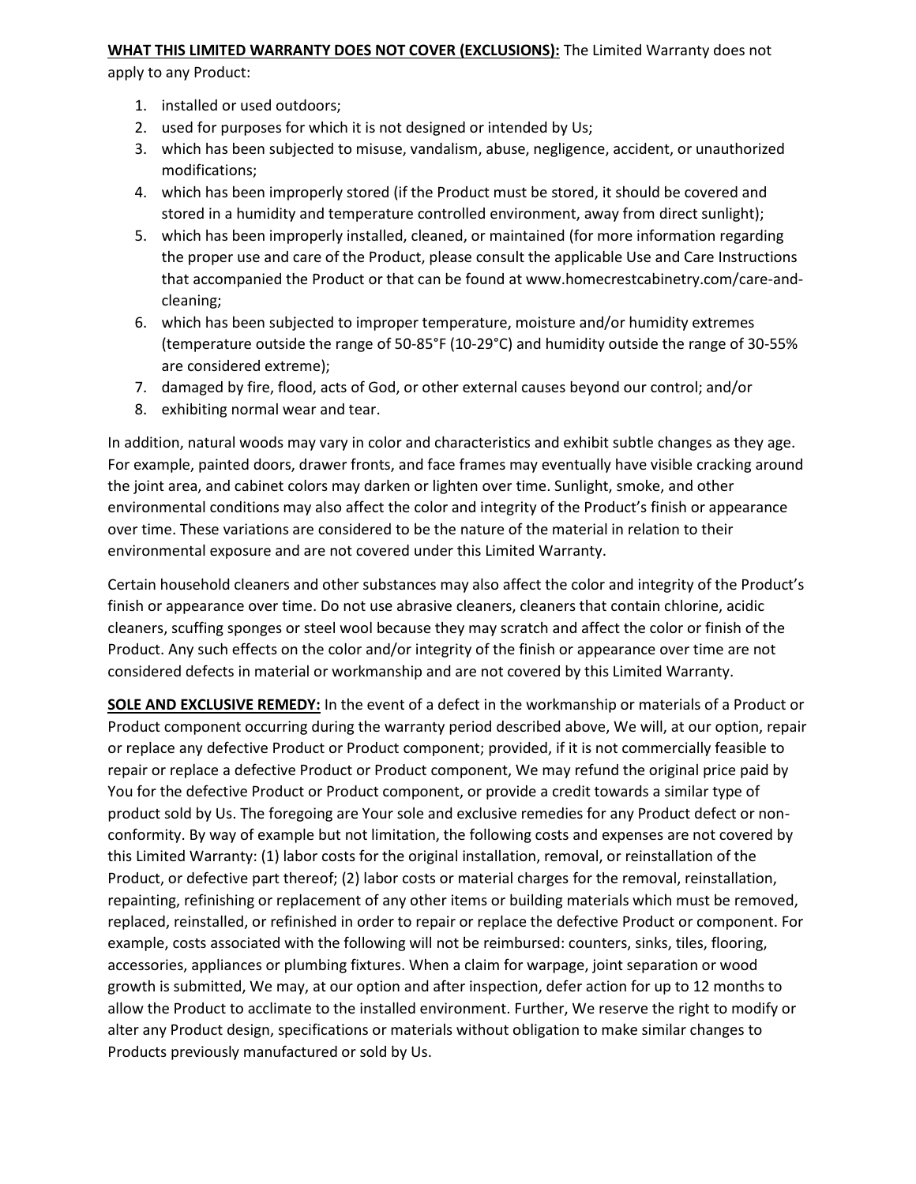**WHAT THIS LIMITED WARRANTY DOES NOT COVER (EXCLUSIONS):** The Limited Warranty does not apply to any Product:

1. installed or used outdoors;
2. used for purposes for which it is not designed or intended by Us;
3. which has been subjected to misuse, vandalism, abuse, negligence, accident, or unauthorized modifications;
4. which has been improperly stored (if the Product must be stored, it should be covered and stored in a humidity and temperature controlled environment, away from direct sunlight);
5. which has been improperly installed, cleaned, or maintained (for more information regarding the proper use and care of the Product, please consult the applicable Use and Care Instructions that accompanied the Product or that can be found at www.homecrestcabinetry.com/care-and-cleaning;
6. which has been subjected to improper temperature, moisture and/or humidity extremes (temperature outside the range of 50-85°F (10-29°C) and humidity outside the range of 30-55% are considered extreme);
7. damaged by fire, flood, acts of God, or other external causes beyond our control; and/or
8. exhibiting normal wear and tear.

In addition, natural woods may vary in color and characteristics and exhibit subtle changes as they age. For example, painted doors, drawer fronts, and face frames may eventually have visible cracking around the joint area, and cabinet colors may darken or lighten over time. Sunlight, smoke, and other environmental conditions may also affect the color and integrity of the Product's finish or appearance over time. These variations are considered to be the nature of the material in relation to their environmental exposure and are not covered under this Limited Warranty.

Certain household cleaners and other substances may also affect the color and integrity of the Product's finish or appearance over time. Do not use abrasive cleaners, cleaners that contain chlorine, acidic cleaners, scuffing sponges or steel wool because they may scratch and affect the color or finish of the Product. Any such effects on the color and/or integrity of the finish or appearance over time are not considered defects in material or workmanship and are not covered by this Limited Warranty.

**SOLE AND EXCLUSIVE REMEDY:** In the event of a defect in the workmanship or materials of a Product or Product component occurring during the warranty period described above, We will, at our option, repair or replace any defective Product or Product component; provided, if it is not commercially feasible to repair or replace a defective Product or Product component, We may refund the original price paid by You for the defective Product or Product component, or provide a credit towards a similar type of product sold by Us. The foregoing are Your sole and exclusive remedies for any Product defect or non-conformity. By way of example but not limitation, the following costs and expenses are not covered by this Limited Warranty: (1) labor costs for the original installation, removal, or reinstallation of the Product, or defective part thereof; (2) labor costs or material charges for the removal, reinstallation, repainting, refinishing or replacement of any other items or building materials which must be removed, replaced, reinstalled, or refinished in order to repair or replace the defective Product or component. For example, costs associated with the following will not be reimbursed: counters, sinks, tiles, flooring, accessories, appliances or plumbing fixtures. When a claim for warpage, joint separation or wood growth is submitted, We may, at our option and after inspection, defer action for up to 12 months to allow the Product to acclimate to the installed environment. Further, We reserve the right to modify or alter any Product design, specifications or materials without obligation to make similar changes to Products previously manufactured or sold by Us.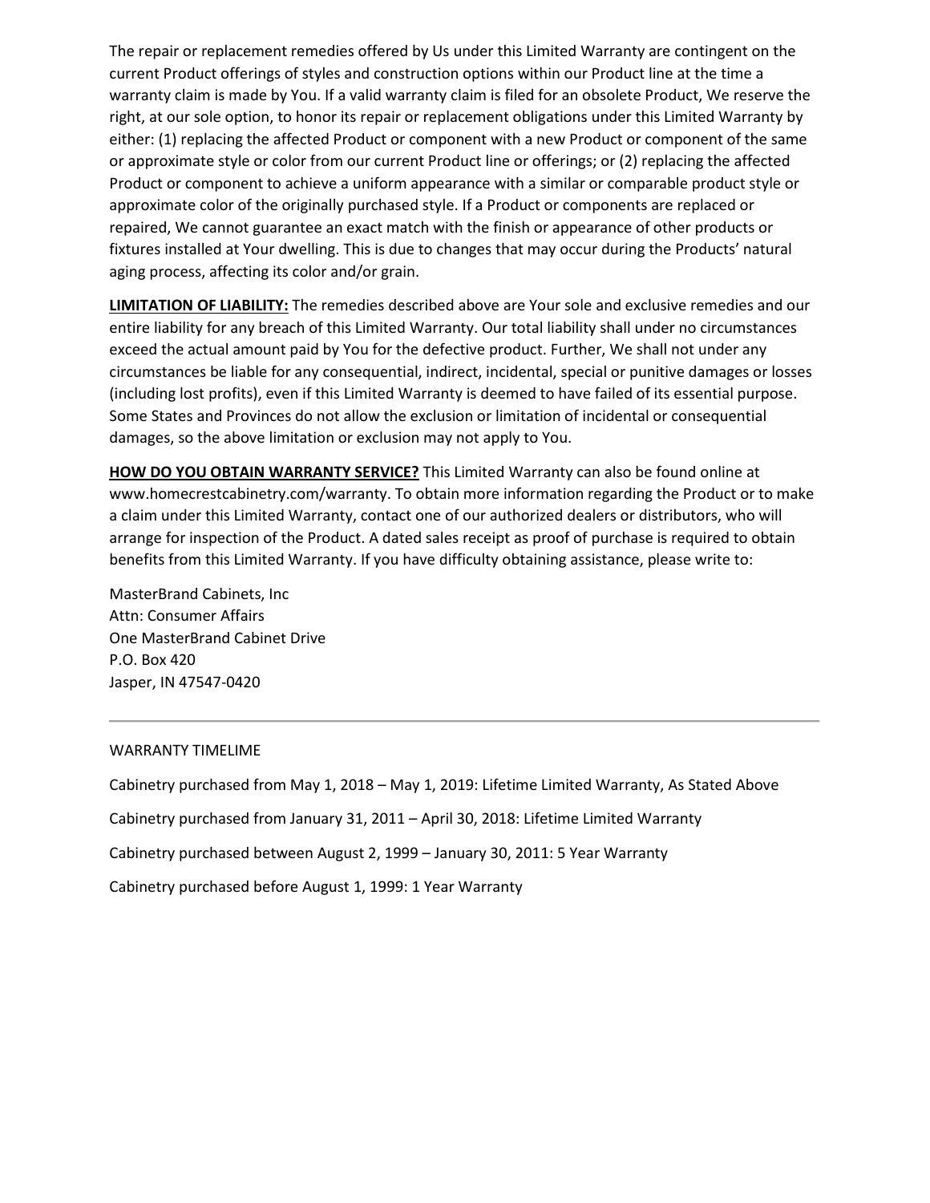The repair or replacement remedies offered by Us under this Limited Warranty are contingent on the current Product offerings of styles and construction options within our Product line at the time a warranty claim is made by You. If a valid warranty claim is filed for an obsolete Product, We reserve the right, at our sole option, to honor its repair or replacement obligations under this Limited Warranty by either: (1) replacing the affected Product or component with a new Product or component of the same or approximate style or color from our current Product line or offerings; or (2) replacing the affected Product or component to achieve a uniform appearance with a similar or comparable product style or approximate color of the originally purchased style. If a Product or components are replaced or repaired, We cannot guarantee an exact match with the finish or appearance of other products or fixtures installed at Your dwelling. This is due to changes that may occur during the Products' natural aging process, affecting its color and/or grain.

**LIMITATION OF LIABILITY:** The remedies described above are Your sole and exclusive remedies and our entire liability for any breach of this Limited Warranty. Our total liability shall under no circumstances exceed the actual amount paid by You for the defective product. Further, We shall not under any circumstances be liable for any consequential, indirect, incidental, special or punitive damages or losses (including lost profits), even if this Limited Warranty is deemed to have failed of its essential purpose. Some States and Provinces do not allow the exclusion or limitation of incidental or consequential damages, so the above limitation or exclusion may not apply to You.

**HOW DO YOU OBTAIN WARRANTY SERVICE?** This Limited Warranty can also be found online at www.homecrestcabinetry.com/warranty. To obtain more information regarding the Product or to make a claim under this Limited Warranty, contact one of our authorized dealers or distributors, who will arrange for inspection of the Product. A dated sales receipt as proof of purchase is required to obtain benefits from this Limited Warranty. If you have difficulty obtaining assistance, please write to:

MasterBrand Cabinets, Inc
Attn: Consumer Affairs
One MasterBrand Cabinet Drive
P.O. Box 420
Jasper, IN 47547-0420

---

WARRANTY TIMELIME

Cabinetry purchased from May 1, 2018 – May 1, 2019: Lifetime Limited Warranty, As Stated Above

Cabinetry purchased from January 31, 2011 – April 30, 2018: Lifetime Limited Warranty

Cabinetry purchased between August 2, 1999 – January 30, 2011: 5 Year Warranty

Cabinetry purchased before August 1, 1999: 1 Year Warranty